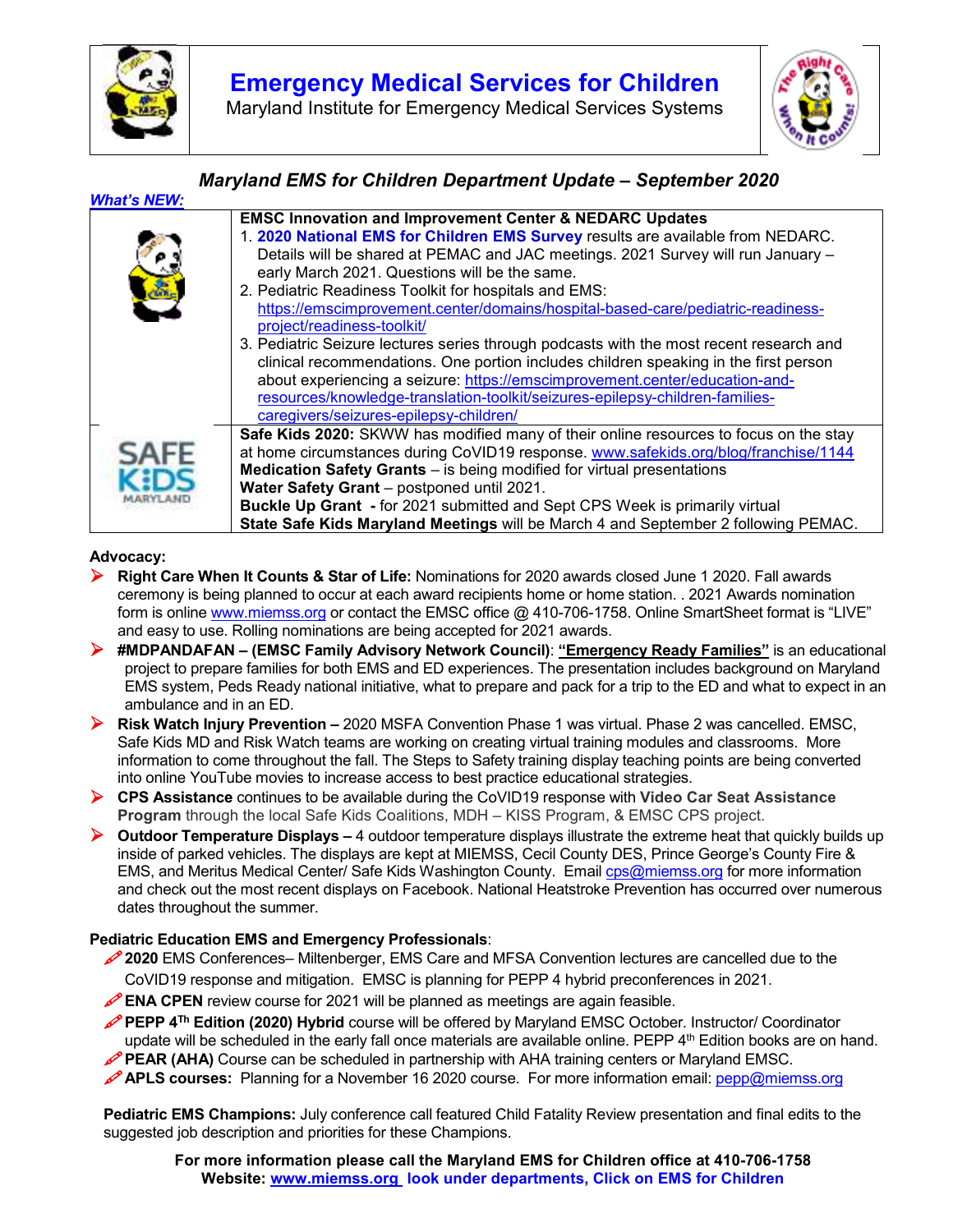# Emergency Medical Services for Children

Maryland Institute for Emergency Medical Services Systems

## Maryland EMS for Children Department Update – September 2020

***What's NEW:***

**EMSC Innovation and Improvement Center & NEDARC Updates**

1. **2020 National EMS for Children EMS Survey** results are available from NEDARC. Details will be shared at PEMAC and JAC meetings. 2021 Survey will run January – early March 2021. Questions will be the same.
2. Pediatric Readiness Toolkit for hospitals and EMS: https://emscimprovement.center/domains/hospital-based-care/pediatric-readiness-project/readiness-toolkit/
3. Pediatric Seizure lectures series through podcasts with the most recent research and clinical recommendations. One portion includes children speaking in the first person about experiencing a seizure: https://emscimprovement.center/education-and-resources/knowledge-translation-toolkit/seizures-epilepsy-children-families-caregivers/seizures-epilepsy-children/

**Safe Kids 2020:** SKWW has modified many of their online resources to focus on the stay at home circumstances during CoVID19 response. www.safekids.org/blog/franchise/1144
**Medication Safety Grants** – is being modified for virtual presentations
**Water Safety Grant** – postponed until 2021.
**Buckle Up Grant -** for 2021 submitted and Sept CPS Week is primarily virtual
**State Safe Kids Maryland Meetings** will be March 4 and September 2 following PEMAC.

**Advocacy:**

- **Right Care When It Counts & Star of Life:** Nominations for 2020 awards closed June 1 2020. Fall awards ceremony is being planned to occur at each award recipients home or home station. . 2021 Awards nomination form is online www.miemss.org or contact the EMSC office @ 410-706-1758. Online SmartSheet format is "LIVE" and easy to use. Rolling nominations are being accepted for 2021 awards.
- **#MDPANDAFAN – (EMSC Family Advisory Network Council)**: **"Emergency Ready Families"** is an educational project to prepare families for both EMS and ED experiences. The presentation includes background on Maryland EMS system, Peds Ready national initiative, what to prepare and pack for a trip to the ED and what to expect in an ambulance and in an ED.
- **Risk Watch Injury Prevention –** 2020 MSFA Convention Phase 1 was virtual. Phase 2 was cancelled. EMSC, Safe Kids MD and Risk Watch teams are working on creating virtual training modules and classrooms. More information to come throughout the fall. The Steps to Safety training display teaching points are being converted into online YouTube movies to increase access to best practice educational strategies.
- **CPS Assistance** continues to be available during the CoVID19 response with **Video Car Seat Assistance Program** through the local Safe Kids Coalitions, MDH – KISS Program, & EMSC CPS project.
- **Outdoor Temperature Displays –** 4 outdoor temperature displays illustrate the extreme heat that quickly builds up inside of parked vehicles. The displays are kept at MIEMSS, Cecil County DES, Prince George's County Fire & EMS, and Meritus Medical Center/ Safe Kids Washington County. Email cps@miemss.org for more information and check out the most recent displays on Facebook. National Heatstroke Prevention has occurred over numerous dates throughout the summer.

**Pediatric Education EMS and Emergency Professionals**:

- **2020** EMS Conferences– Miltenberger, EMS Care and MFSA Convention lectures are cancelled due to the CoVID19 response and mitigation. EMSC is planning for PEPP 4 hybrid preconferences in 2021.
- **ENA CPEN** review course for 2021 will be planned as meetings are again feasible.
- **PEPP 4Th Edition (2020) Hybrid** course will be offered by Maryland EMSC October. Instructor/ Coordinator update will be scheduled in the early fall once materials are available online. PEPP 4th Edition books are on hand.
- **PEAR (AHA)** Course can be scheduled in partnership with AHA training centers or Maryland EMSC.
- **APLS courses:** Planning for a November 16 2020 course. For more information email: pepp@miemss.org

**Pediatric EMS Champions:** July conference call featured Child Fatality Review presentation and final edits to the suggested job description and priorities for these Champions.

**For more information please call the Maryland EMS for Children office at 410-706-1758**
**Website: www.miemss.org look under departments, Click on EMS for Children**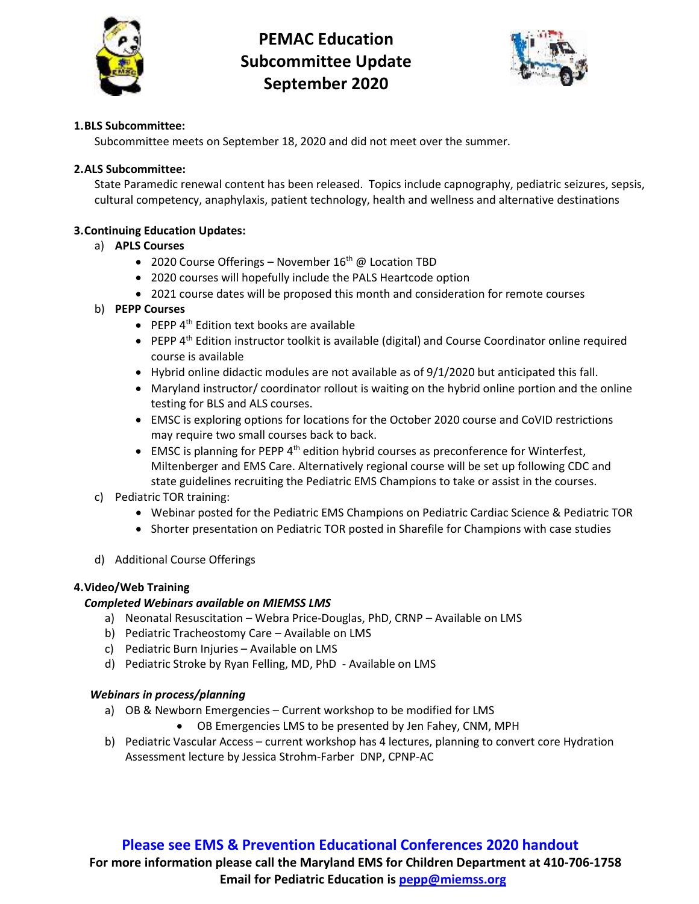# PEMAC Education Subcommittee Update September 2020

**1. BLS Subcommittee:**

Subcommittee meets on September 18, 2020 and did not meet over the summer.

**2. ALS Subcommittee:**

State Paramedic renewal content has been released. Topics include capnography, pediatric seizures, sepsis, cultural competency, anaphylaxis, patient technology, health and wellness and alternative destinations

**3. Continuing Education Updates:**

a) **APLS Courses**
- 2020 Course Offerings – November 16th @ Location TBD
- 2020 courses will hopefully include the PALS Heartcode option
- 2021 course dates will be proposed this month and consideration for remote courses

b) **PEPP Courses**
- PEPP 4th Edition text books are available
- PEPP 4th Edition instructor toolkit is available (digital) and Course Coordinator online required course is available
- Hybrid online didactic modules are not available as of 9/1/2020 but anticipated this fall.
- Maryland instructor/ coordinator rollout is waiting on the hybrid online portion and the online testing for BLS and ALS courses.
- EMSC is exploring options for locations for the October 2020 course and CoVID restrictions may require two small courses back to back.
- EMSC is planning for PEPP 4th edition hybrid courses as preconference for Winterfest, Miltenberger and EMS Care. Alternatively regional course will be set up following CDC and state guidelines recruiting the Pediatric EMS Champions to take or assist in the courses.

c) Pediatric TOR training:
- Webinar posted for the Pediatric EMS Champions on Pediatric Cardiac Science & Pediatric TOR
- Shorter presentation on Pediatric TOR posted in Sharefile for Champions with case studies

d) Additional Course Offerings

**4. Video/Web Training**

***Completed Webinars available on MIEMSS LMS***

a) Neonatal Resuscitation – Webra Price-Douglas, PhD, CRNP – Available on LMS
b) Pediatric Tracheostomy Care – Available on LMS
c) Pediatric Burn Injuries – Available on LMS
d) Pediatric Stroke by Ryan Felling, MD, PhD - Available on LMS

***Webinars in process/planning***

a) OB & Newborn Emergencies – Current workshop to be modified for LMS
   - OB Emergencies LMS to be presented by Jen Fahey, CNM, MPH

b) Pediatric Vascular Access – current workshop has 4 lectures, planning to convert core Hydration Assessment lecture by Jessica Strohm-Farber DNP, CPNP-AC

**Please see EMS & Prevention Educational Conferences 2020 handout**

**For more information please call the Maryland EMS for Children Department at 410-706-1758**

**Email for Pediatric Education is pepp@miemss.org**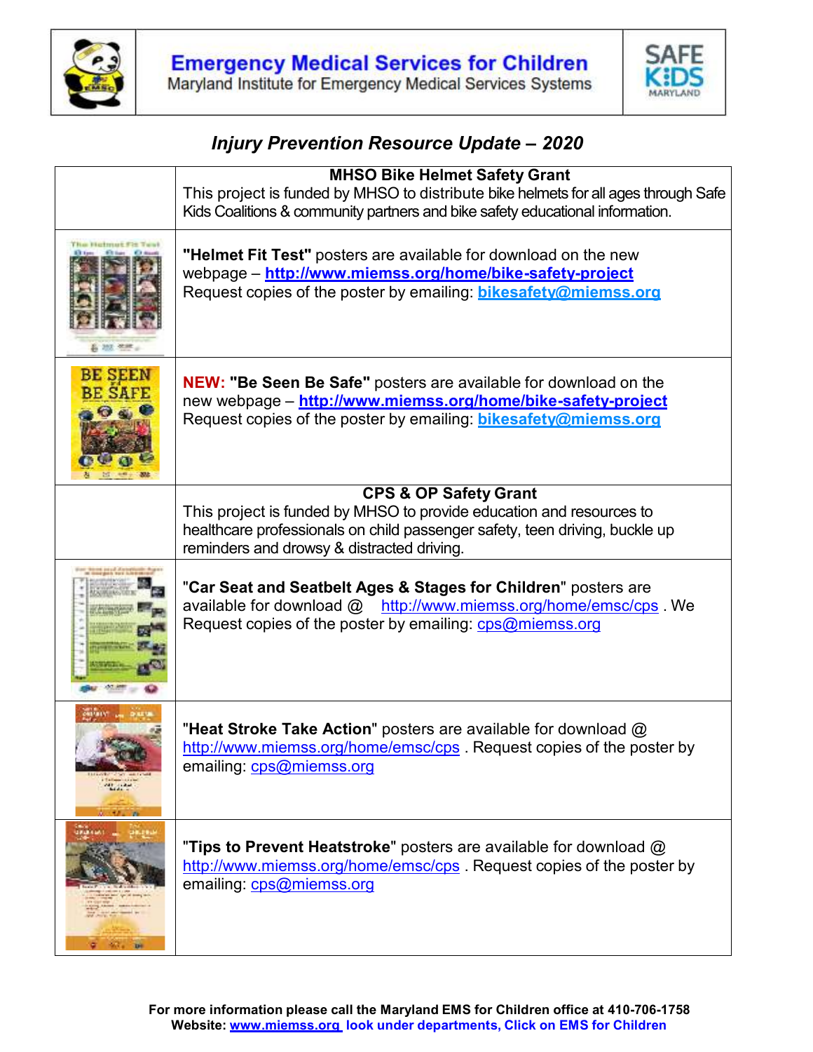**Emergency Medical Services for Children**
Maryland Institute for Emergency Medical Services Systems

# *Injury Prevention Resource Update – 2020*

| | |
|---|---|
| | **MHSO Bike Helmet Safety Grant**<br>This project is funded by MHSO to distribute bike helmets for all ages through Safe Kids Coalitions & community partners and bike safety educational information. |
| | **"Helmet Fit Test"** posters are available for download on the new webpage – **http://www.miemss.org/home/bike-safety-project**<br>Request copies of the poster by emailing: **bikesafety@miemss.org** |
| | **NEW: "Be Seen Be Safe"** posters are available for download on the new webpage – **http://www.miemss.org/home/bike-safety-project**<br>Request copies of the poster by emailing: **bikesafety@miemss.org** |
| | **CPS & OP Safety Grant**<br>This project is funded by MHSO to provide education and resources to healthcare professionals on child passenger safety, teen driving, buckle up reminders and drowsy & distracted driving. |
| | "**Car Seat and Seatbelt Ages & Stages for Children**" posters are available for download @ http://www.miemss.org/home/emsc/cps . We Request copies of the poster by emailing: cps@miemss.org |
| | "**Heat Stroke Take Action**" posters are available for download @ http://www.miemss.org/home/emsc/cps . Request copies of the poster by emailing: cps@miemss.org |
| | "**Tips to Prevent Heatstroke**" posters are available for download @ http://www.miemss.org/home/emsc/cps . Request copies of the poster by emailing: cps@miemss.org |

**For more information please call the Maryland EMS for Children office at 410-706-1758**
**Website: www.miemss.org look under departments, Click on EMS for Children**